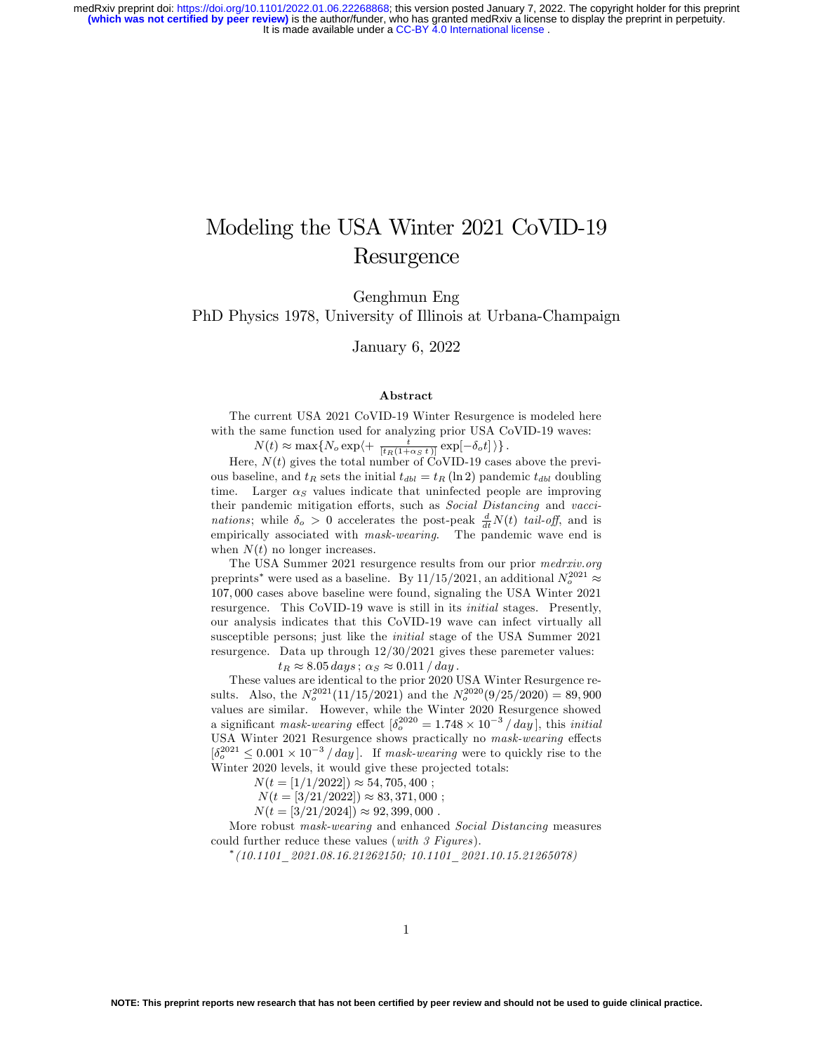# Modeling the USA Winter 2021 CoVID-19 Resurgence

Genghmun Eng

PhD Physics 1978, University of Illinois at Urbana-Champaign

January 6, 2022

### Abstract

The current USA 2021 CoVID-19 Winter Resurgence is modeled here with the same function used for analyzing prior USA CoVID-19 waves:

$$N(t) \approx \max\{N_o \exp\langle + \frac{t}{[t_R(1+\alpha_S\, t)]} \exp[-\delta_o t]\rangle\}.$$

Here, $N(t)$ gives the total number of CoVID-19 cases above the previous baseline, and $t_R$ sets the initial $t_{dbl} = t_R\,(\ln 2)$ pandemic $t_{dbl}$ doubling time. Larger $\alpha_S$ values indicate that uninfected people are improving their pandemic mitigation efforts, such as *Social Distancing* and *vaccinations*; while $\delta_o > 0$ accelerates the post-peak $\frac{d}{dt}N(t)$ *tail-off*, and is empirically associated with *mask-wearing*. The pandemic wave end is when $N(t)$ no longer increases.

The USA Summer 2021 resurgence results from our prior *medrxiv.org* preprints* were used as a baseline. By 11/15/2021, an additional $N_o^{2021} \approx 107,000$ cases above baseline were found, signaling the USA Winter 2021 resurgence. This CoVID-19 wave is still in its *initial* stages. Presently, our analysis indicates that this CoVID-19 wave can infect virtually all susceptible persons; just like the *initial* stage of the USA Summer 2021 resurgence. Data up through 12/30/2021 gives these paremeter values:

$$t_R \approx 8.05\, days\,;\ \alpha_S \approx 0.011\,/\,day\,.$$

These values are identical to the prior 2020 USA Winter Resurgence results. Also, the $N_o^{2021}(11/15/2021)$ and the $N_o^{2020}(9/25/2020) = 89,900$ values are similar. However, while the Winter 2020 Resurgence showed a significant *mask-wearing* effect [$\delta_o^{2020} = 1.748 \times 10^{-3}\,/\,day$], this *initial* USA Winter 2021 Resurgence shows practically no *mask-wearing* effects [$\delta_o^{2021} \leq 0.001 \times 10^{-3}\,/\,day$]. If *mask-wearing* were to quickly rise to the Winter 2020 levels, it would give these projected totals:

$$N(t = [1/1/2022]) \approx 54,705,400\ ;$$

$$N(t = [3/21/2022]) \approx 83,371,000\ ;$$

$$N(t = [3/21/2024]) \approx 92,399,000\ .$$

More robust *mask-wearing* and enhanced *Social Distancing* measures could further reduce these values (*with 3 Figures*).

* *(10.1101_ 2021.08.16.21262150; 10.1101_ 2021.10.15.21265078)*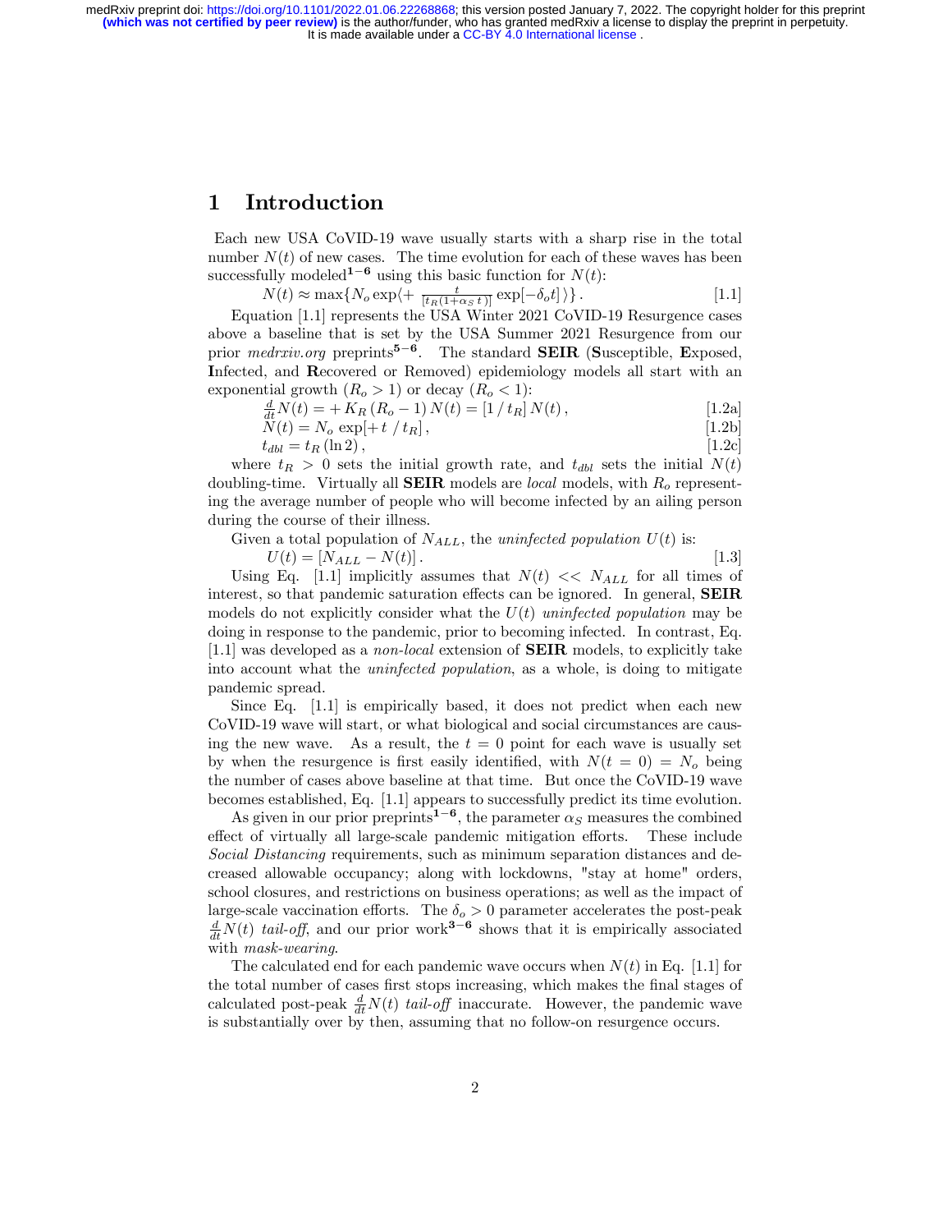# 1 Introduction

Each new USA CoVID-19 wave usually starts with a sharp rise in the total number $N(t)$ of new cases. The time evolution for each of these waves has been successfully modeled[1−6] using this basic function for $N(t)$:

$$N(t) \approx \max\{N_o \exp\langle + \tfrac{t}{[t_R(1+\alpha_S\, t)]} \exp[-\delta_o t] \rangle\}\,. \qquad [1.1]$$

Equation [1.1] represents the USA Winter 2021 CoVID-19 Resurgence cases above a baseline that is set by the USA Summer 2021 Resurgence from our prior *medrxiv.org* preprints[5−6]. The standard **SEIR** (**S**usceptible, **E**xposed, **I**nfected, and **R**ecovered or Removed) epidemiology models all start with an exponential growth ($R_o > 1$) or decay ($R_o < 1$):

$$\tfrac{d}{dt}N(t) = +\, K_R\,(R_o - 1)\, N(t) = [1 \,/\, t_R]\, N(t)\,, \qquad [1.2a]$$

$$N(t) = N_o \exp[+t \,/\, t_R]\,, \qquad [1.2b]$$

$$t_{dbl} = t_R\,(\ln 2)\,, \qquad [1.2c]$$

where $t_R > 0$ sets the initial growth rate, and $t_{dbl}$ sets the initial $N(t)$ doubling-time. Virtually all **SEIR** models are *local* models, with $R_o$ representing the average number of people who will become infected by an ailing person during the course of their illness.

Given a total population of $N_{ALL}$, the *uninfected population* $U(t)$ is:

$$U(t) = [N_{ALL} - N(t)]\,. \qquad [1.3]$$

Using Eq. [1.1] implicitly assumes that $N(t) << N_{ALL}$ for all times of interest, so that pandemic saturation effects can be ignored. In general, **SEIR** models do not explicitly consider what the $U(t)$ *uninfected population* may be doing in response to the pandemic, prior to becoming infected. In contrast, Eq. [1.1] was developed as a *non-local* extension of **SEIR** models, to explicitly take into account what the *uninfected population*, as a whole, is doing to mitigate pandemic spread.

Since Eq. [1.1] is empirically based, it does not predict when each new CoVID-19 wave will start, or what biological and social circumstances are causing the new wave. As a result, the $t = 0$ point for each wave is usually set by when the resurgence is first easily identified, with $N(t = 0) = N_o$ being the number of cases above baseline at that time. But once the CoVID-19 wave becomes established, Eq. [1.1] appears to successfully predict its time evolution.

As given in our prior preprints[1−6], the parameter $\alpha_S$ measures the combined effect of virtually all large-scale pandemic mitigation efforts. These include *Social Distancing* requirements, such as minimum separation distances and decreased allowable occupancy; along with lockdowns, "stay at home" orders, school closures, and restrictions on business operations; as well as the impact of large-scale vaccination efforts. The $\delta_o > 0$ parameter accelerates the post-peak $\frac{d}{dt}N(t)$ *tail-off*, and our prior work[3−6] shows that it is empirically associated with *mask-wearing*.

The calculated end for each pandemic wave occurs when $N(t)$ in Eq. [1.1] for the total number of cases first stops increasing, which makes the final stages of calculated post-peak $\frac{d}{dt}N(t)$ *tail-off* inaccurate. However, the pandemic wave is substantially over by then, assuming that no follow-on resurgence occurs.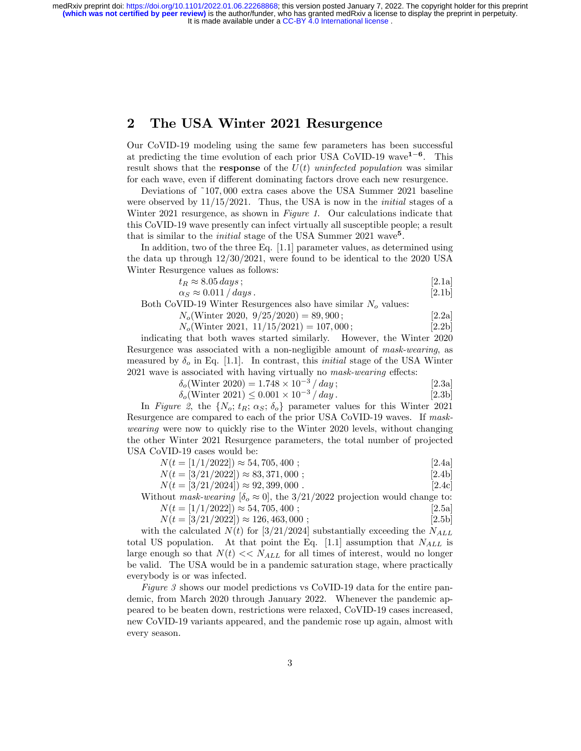## 2 The USA Winter 2021 Resurgence

Our CoVID-19 modeling using the same few parameters has been successful at predicting the time evolution of each prior USA CoVID-19 wave[1−6]. This result shows that the **response** of the $U(t)$ *uninfected population* was similar for each wave, even if different dominating factors drove each new resurgence.

Deviations of ~107,000 extra cases above the USA Summer 2021 baseline were observed by 11/15/2021. Thus, the USA is now in the *initial* stages of a Winter 2021 resurgence, as shown in *Figure 1.* Our calculations indicate that this CoVID-19 wave presently can infect virtually all susceptible people; a result that is similar to the *initial* stage of the USA Summer 2021 wave[5].

In addition, two of the three Eq. [1.1] parameter values, as determined using the data up through 12/30/2021, were found to be identical to the 2020 USA Winter Resurgence values as follows:

$$t_R \approx 8.05\,days\,; \qquad [2.1a]$$

$$\alpha_S \approx 0.011\,/\,days\,. \qquad [2.1b]$$

Both CoVID-19 Winter Resurgences also have similar $N_o$ values:

$$N_o(\text{Winter 2020},\ 9/25/2020) = 89,900\,; \qquad [2.2a]$$

$$N_o(\text{Winter 2021},\ 11/15/2021) = 107,000\,; \qquad [2.2b]$$

indicating that both waves started similarly. However, the Winter 2020 Resurgence was associated with a non-negligible amount of *mask-wearing*, as measured by $\delta_o$ in Eq. [1.1]. In contrast, this *initial* stage of the USA Winter 2021 wave is associated with having virtually no *mask-wearing* effects:

$$\delta_o(\text{Winter 2020}) = 1.748 \times 10^{-3}\,/\,day\,; \qquad [2.3a]$$

$$\delta_o(\text{Winter 2021}) \le 0.001 \times 10^{-3}\,/\,day\,. \qquad [2.3b]$$

In *Figure 2*, the $\{N_o;\, t_R;\, \alpha_S;\, \delta_o\}$ parameter values for this Winter 2021 Resurgence are compared to each of the prior USA CoVID-19 waves. If *mask-wearing* were now to quickly rise to the Winter 2020 levels, without changing the other Winter 2021 Resurgence parameters, the total number of projected USA CoVID-19 cases would be:

$$N(t = [1/1/2022]) \approx 54,705,400\ ; \qquad [2.4a]$$

$$N(t = [3/21/2022]) \approx 83,371,000\ ; \qquad [2.4b]$$

$$N(t = [3/21/2024]) \approx 92,399,000\ . \qquad [2.4c]$$

Without *mask-wearing* [$\delta_o \approx 0$], the 3/21/2022 projection would change to:

$$N(t = [1/1/2022]) \approx 54,705,400\ ; \qquad [2.5a]$$

$$N(t = [3/21/2022]) \approx 126,463,000\ ; \qquad [2.5b]$$

with the calculated $N(t)$ for [3/21/2024] substantially exceeding the $N_{ALL}$ total US population. At that point the Eq. [1.1] assumption that $N_{ALL}$ is large enough so that $N(t) << N_{ALL}$ for all times of interest, would no longer be valid. The USA would be in a pandemic saturation stage, where practically everybody is or was infected.

*Figure 3* shows our model predictions vs CoVID-19 data for the entire pandemic, from March 2020 through January 2022. Whenever the pandemic appeared to be beaten down, restrictions were relaxed, CoVID-19 cases increased, new CoVID-19 variants appeared, and the pandemic rose up again, almost with every season.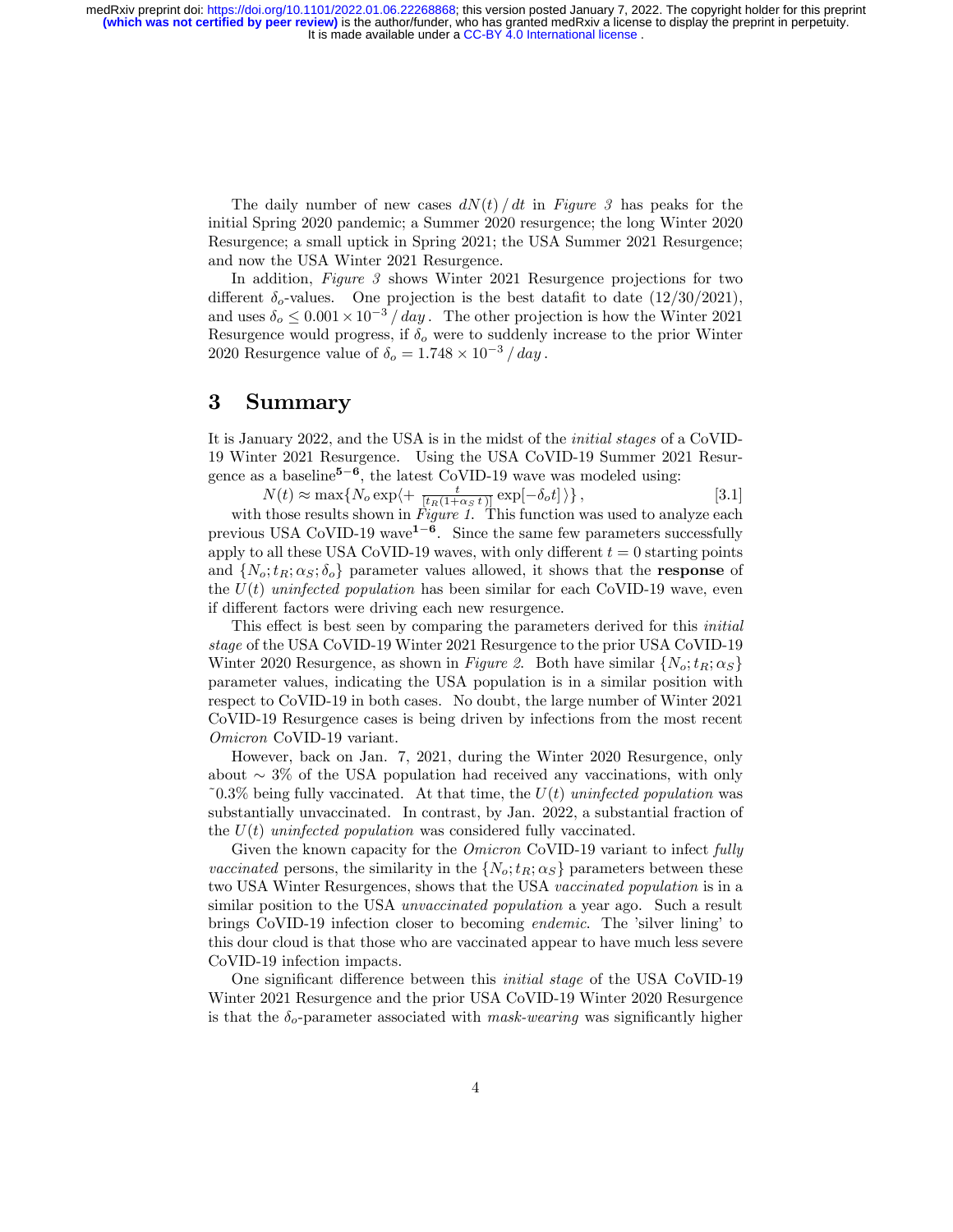The daily number of new cases $dN(t)/dt$ in *Figure 3* has peaks for the initial Spring 2020 pandemic; a Summer 2020 resurgence; the long Winter 2020 Resurgence; a small uptick in Spring 2021; the USA Summer 2021 Resurgence; and now the USA Winter 2021 Resurgence.

In addition, *Figure 3* shows Winter 2021 Resurgence projections for two different $\delta_o$-values. One projection is the best datafit to date (12/30/2021), and uses $\delta_o \leq 0.001 \times 10^{-3}\,/\,day$. The other projection is how the Winter 2021 Resurgence would progress, if $\delta_o$ were to suddenly increase to the prior Winter 2020 Resurgence value of $\delta_o = 1.748 \times 10^{-3}\,/\,day$.

## 3 Summary

It is January 2022, and the USA is in the midst of the *initial stages* of a CoVID-19 Winter 2021 Resurgence. Using the USA CoVID-19 Summer 2021 Resurgence as a baseline[5−6], the latest CoVID-19 wave was modeled using:

$$N(t) \approx \max\{N_o \exp\langle + \tfrac{t}{[t_R(1+\alpha_S\, t)]} \exp[-\delta_o t]\,\rangle\}\,, \qquad [3.1]$$

with those results shown in *Figure 1*. This function was used to analyze each previous USA CoVID-19 wave[1−6]. Since the same few parameters successfully apply to all these USA CoVID-19 waves, with only different $t = 0$ starting points and $\{N_o; t_R; \alpha_S; \delta_o\}$ parameter values allowed, it shows that the **response** of the $U(t)$ *uninfected population* has been similar for each CoVID-19 wave, even if different factors were driving each new resurgence.

This effect is best seen by comparing the parameters derived for this *initial stage* of the USA CoVID-19 Winter 2021 Resurgence to the prior USA CoVID-19 Winter 2020 Resurgence, as shown in *Figure 2*. Both have similar $\{N_o; t_R; \alpha_S\}$ parameter values, indicating the USA population is in a similar position with respect to CoVID-19 in both cases. No doubt, the large number of Winter 2021 CoVID-19 Resurgence cases is being driven by infections from the most recent *Omicron* CoVID-19 variant.

However, back on Jan. 7, 2021, during the Winter 2020 Resurgence, only about $\sim 3\%$ of the USA population had received any vaccinations, with only ˜0.3% being fully vaccinated. At that time, the $U(t)$ *uninfected population* was substantially unvaccinated. In contrast, by Jan. 2022, a substantial fraction of the $U(t)$ *uninfected population* was considered fully vaccinated.

Given the known capacity for the *Omicron* CoVID-19 variant to infect *fully vaccinated* persons, the similarity in the $\{N_o; t_R; \alpha_S\}$ parameters between these two USA Winter Resurgences, shows that the USA *vaccinated population* is in a similar position to the USA *unvaccinated population* a year ago. Such a result brings CoVID-19 infection closer to becoming *endemic*. The 'silver lining' to this dour cloud is that those who are vaccinated appear to have much less severe CoVID-19 infection impacts.

One significant difference between this *initial stage* of the USA CoVID-19 Winter 2021 Resurgence and the prior USA CoVID-19 Winter 2020 Resurgence is that the $\delta_o$-parameter associated with *mask-wearing* was significantly higher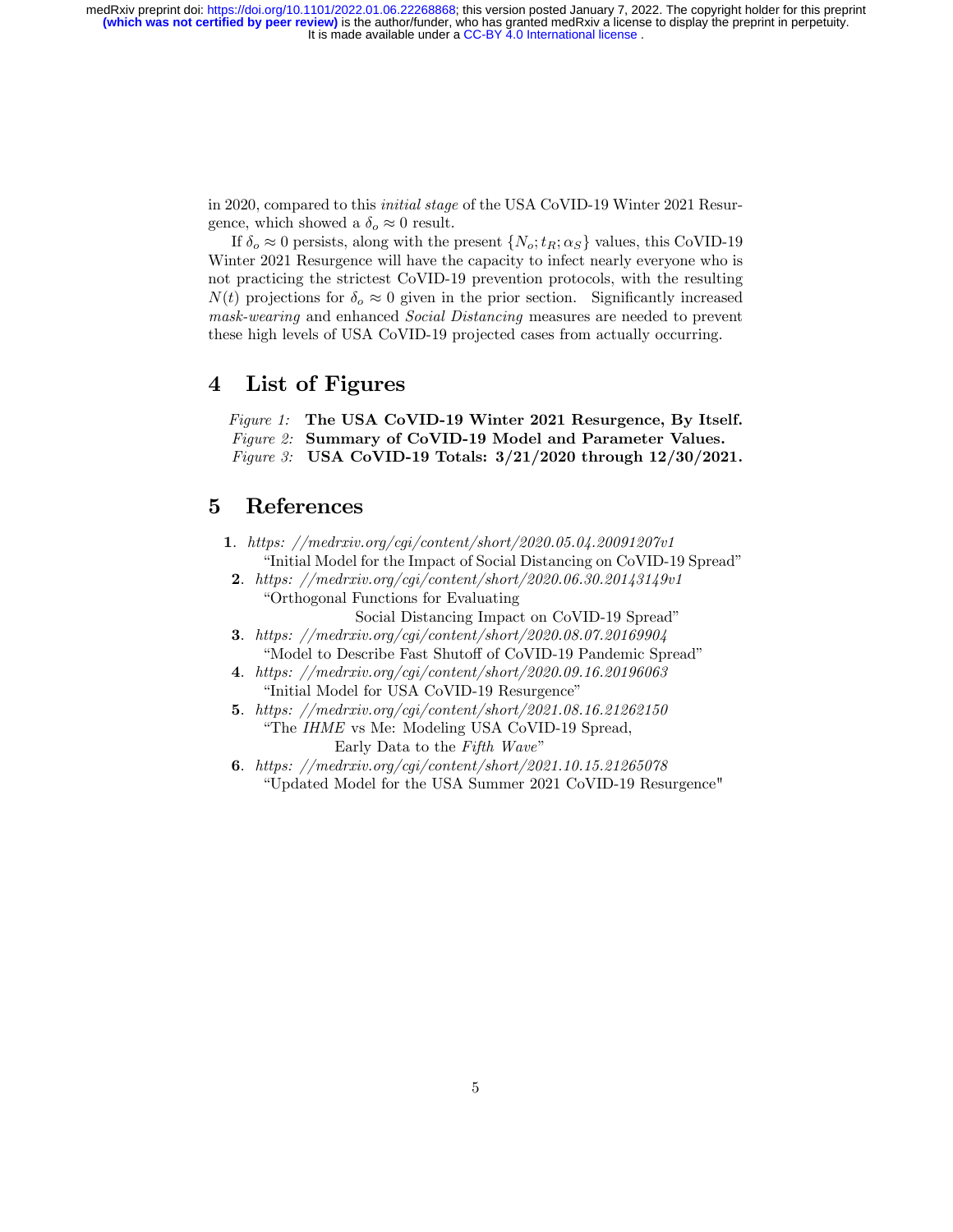in 2020, compared to this *initial stage* of the USA CoVID-19 Winter 2021 Resurgence, which showed a $\delta_o \approx 0$ result.

If $\delta_o \approx 0$ persists, along with the present $\{N_o; t_R; \alpha_S\}$ values, this CoVID-19 Winter 2021 Resurgence will have the capacity to infect nearly everyone who is not practicing the strictest CoVID-19 prevention protocols, with the resulting $N(t)$ projections for $\delta_o \approx 0$ given in the prior section. Significantly increased *mask-wearing* and enhanced *Social Distancing* measures are needed to prevent these high levels of USA CoVID-19 projected cases from actually occurring.

## 4 List of Figures

*Figure 1:* **The USA CoVID-19 Winter 2021 Resurgence, By Itself.**
*Figure 2:* **Summary of CoVID-19 Model and Parameter Values.**
*Figure 3:* **USA CoVID-19 Totals: 3/21/2020 through 12/30/2021.**

## 5 References

1. *https: //medrxiv.org/cgi/content/short/2020.05.04.20091207v1*
   "Initial Model for the Impact of Social Distancing on CoVID-19 Spread"
2. *https: //medrxiv.org/cgi/content/short/2020.06.30.20143149v1*
   "Orthogonal Functions for Evaluating
   Social Distancing Impact on CoVID-19 Spread"
3. *https: //medrxiv.org/cgi/content/short/2020.08.07.20169904*
   "Model to Describe Fast Shutoff of CoVID-19 Pandemic Spread"
4. *https: //medrxiv.org/cgi/content/short/2020.09.16.20196063*
   "Initial Model for USA CoVID-19 Resurgence"
5. *https: //medrxiv.org/cgi/content/short/2021.08.16.21262150*
   "The *IHME* vs Me: Modeling USA CoVID-19 Spread,
   Early Data to the *Fifth Wave*"
6. *https: //medrxiv.org/cgi/content/short/2021.10.15.21265078*
   "Updated Model for the USA Summer 2021 CoVID-19 Resurgence"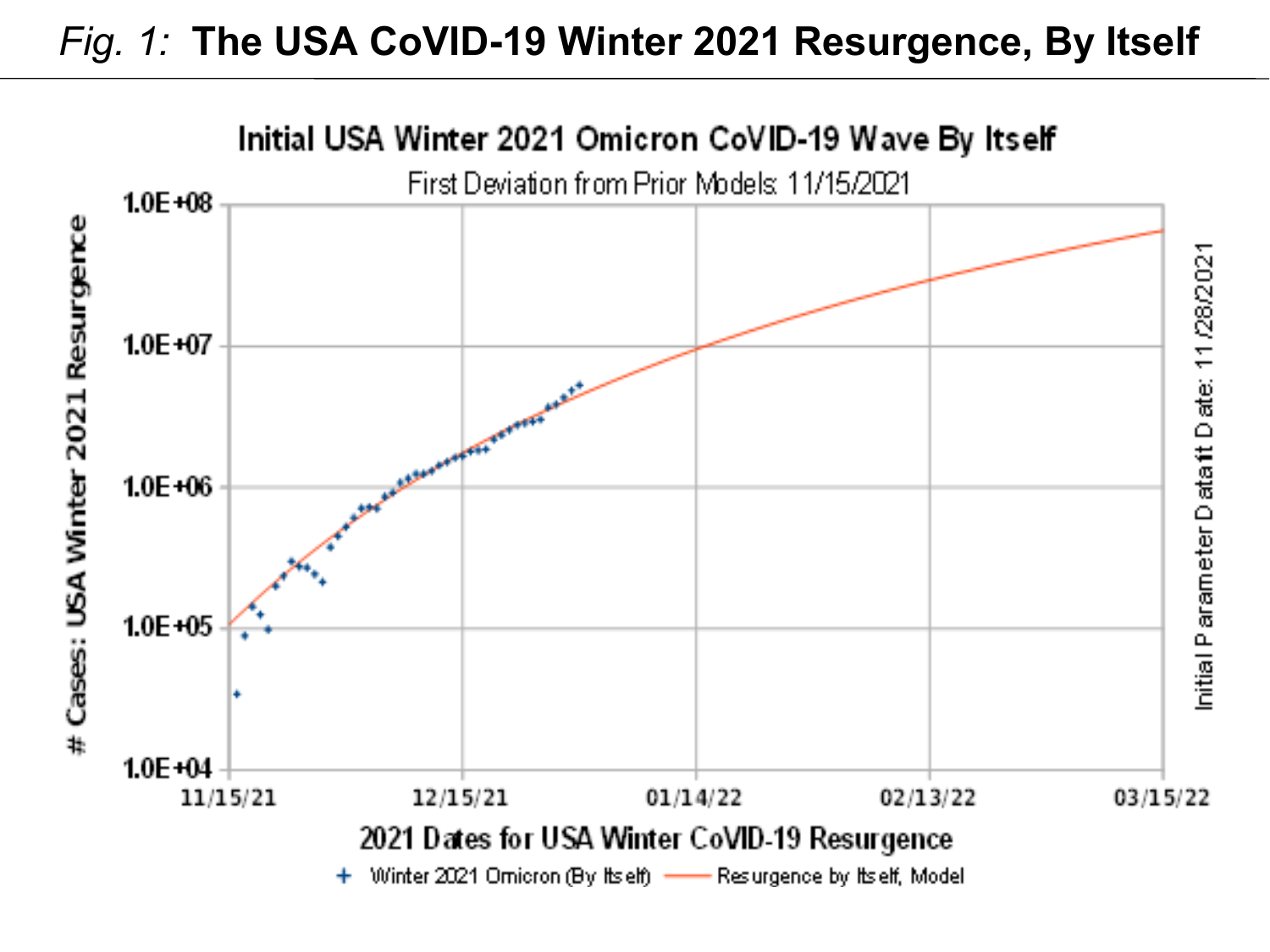*Fig. 1:* **The USA CoVID-19 Winter 2021 Resurgence, By Itself**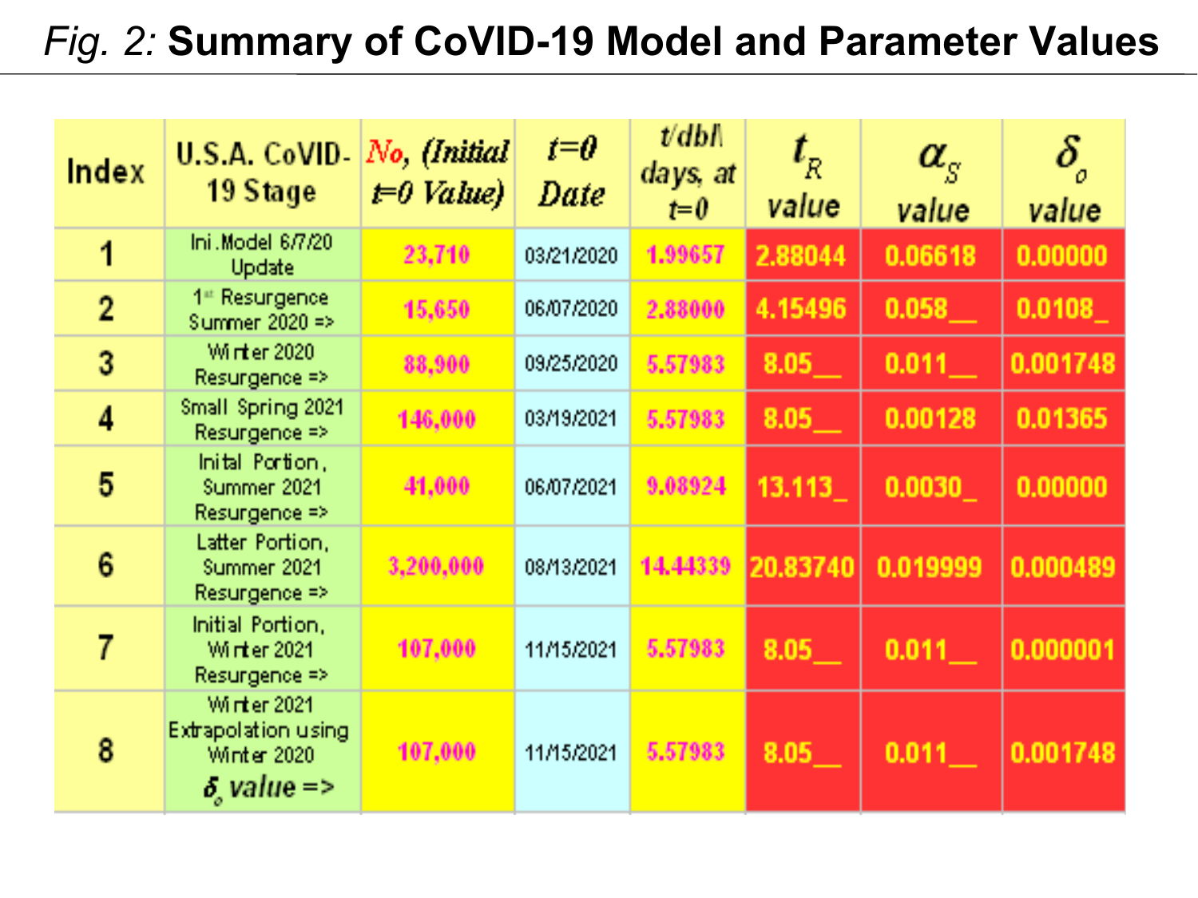*Fig. 2:* **Summary of CoVID-19 Model and Parameter Values**

| Index | U.S.A. CoVID-19 Stage | *No, (Initial t=0 Value)* | *t=0 Date* | *t/dbl\ days, at t=0* | $t_R$ value | $\alpha_S$ value | $\delta_o$ value |
|---|---|---|---|---|---|---|---|
| 1 | Ini. Model 6/7/20 Update | 23,710 | 03/21/2020 | 1.99657 | 2.88044 | 0.06618 | 0.00000 |
| 2 | 1st Resurgence Summer 2020 => | 15,650 | 06/07/2020 | 2.88000 | 4.15496 | 0.058__ | 0.0108_ |
| 3 | Winter 2020 Resurgence => | 88,900 | 09/25/2020 | 5.57983 | 8.05__ | 0.011__ | 0.001748 |
| 4 | Small Spring 2021 Resurgence => | 146,000 | 03/19/2021 | 5.57983 | 8.05__ | 0.00128 | 0.01365 |
| 5 | Inital Portion, Summer 2021 Resurgence => | 41,000 | 06/07/2021 | 9.08924 | 13.113_ | 0.0030_ | 0.00000 |
| 6 | Latter Portion, Summer 2021 Resurgence => | 3,200,000 | 08/13/2021 | 14.44339 | 20.83740 | 0.019999 | 0.000489 |
| 7 | Initial Portion, Winter 2021 Resurgence => | 107,000 | 11/15/2021 | 5.57983 | 8.05__ | 0.011__ | 0.000001 |
| 8 | Winter 2021 Extrapolation using Winter 2020 $\delta_o$ *value* => | 107,000 | 11/15/2021 | 5.57983 | 8.05__ | 0.011__ | 0.001748 |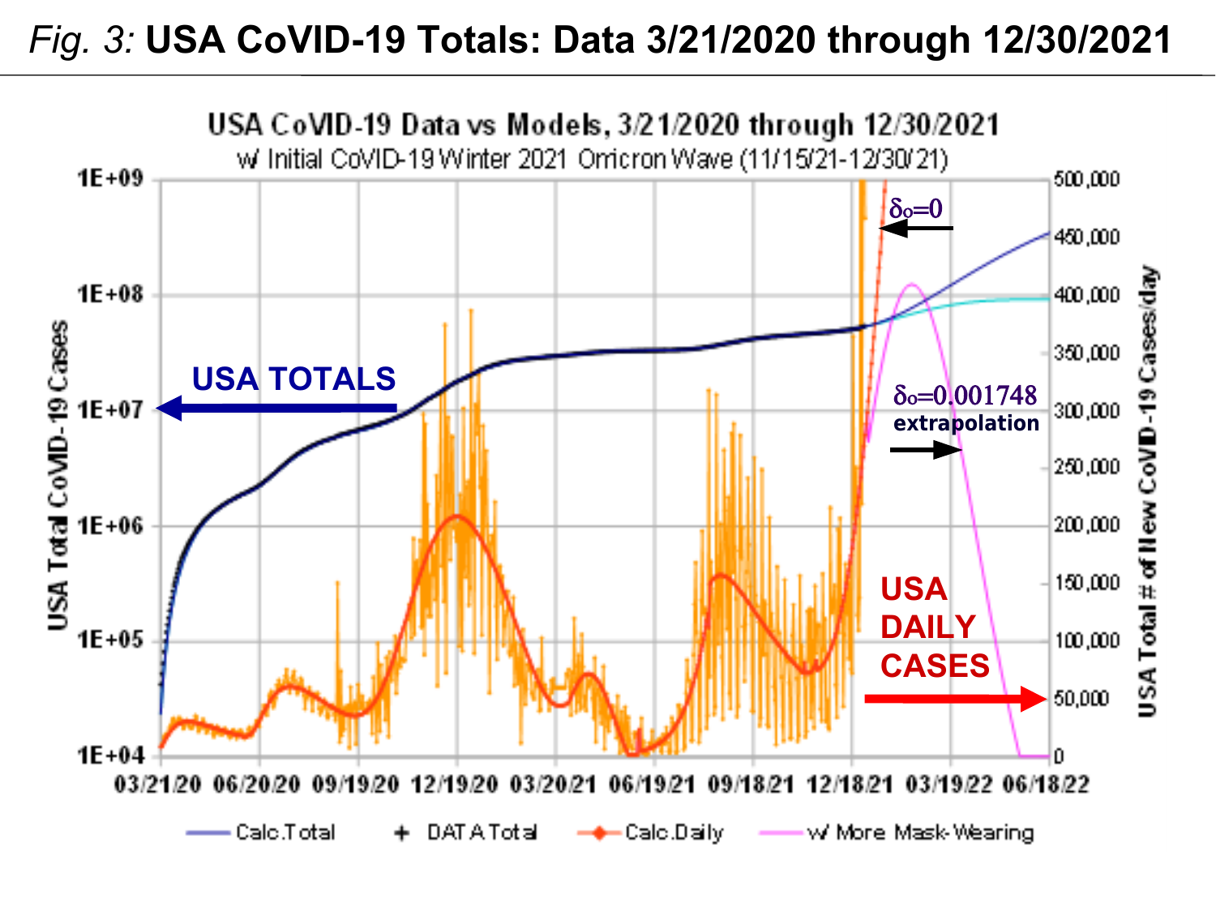*Fig. 3:* **USA CoVID-19 Totals: Data 3/21/2020 through 12/30/2021**

USA CoVID-19 Data vs Models, 3/21/2020 through 12/30/2021

w/ Initial CoVID-19 Winter 2021 Omicron Wave (11/15/21-12/30/21)

USA Total CoVID-19 Cases

1E+09
1E+08
1E+07
1E+06
1E+05
1E+04

USA Total # of New CoVID-19 Cases/day

500,000
450,000
400,000
350,000
300,000
250,000
200,000
150,000
100,000
50,000
0

03/21/20 06/20/20 09/19/20 12/19/20 03/20/21 06/19/21 09/18/21 12/18/21 03/19/22 06/18/22

USA TOTALS

USA DAILY CASES

$\delta_o$=0

$\delta_o$=0.001748 extrapolation

Calc.Total + DATA Total Calc.Daily w/ More Mask-Wearing